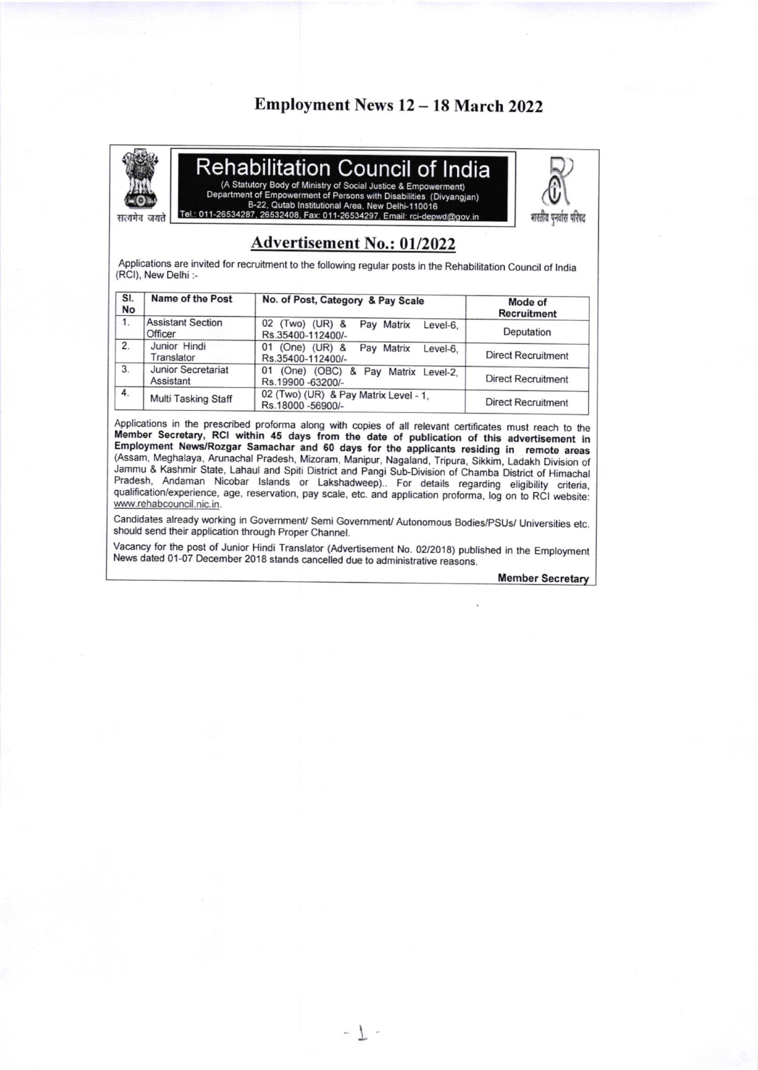# Employment News 12 – 18 March 2022

## Rehabilitation Council of India

(A Statutory Body of Ministry of Social Justice & Empowerment)
Department of Empowerment of Persons with Disabilities (Divyangjan)
B-22, Qutab Institutional Area, New Delhi-110016
Tel.: 011-26534287, 26532408, Fax: 011-26534297, Email: rci-depwd@gov.in

सत्यमेव जयते

भारतीय पुनर्वास परिषद

## Advertisement No.: 01/2022

Applications are invited for recruitment to the following regular posts in the Rehabilitation Council of India (RCI), New Delhi :-

| Sl. No | Name of the Post | No. of Post, Category & Pay Scale | Mode of Recruitment |
|---|---|---|---|
| 1. | Assistant Section Officer | 02 (Two) (UR) & Pay Matrix Level-6, Rs.35400-112400/- | Deputation |
| 2. | Junior Hindi Translator | 01 (One) (UR) & Pay Matrix Level-6, Rs.35400-112400/- | Direct Recruitment |
| 3. | Junior Secretariat Assistant | 01 (One) (OBC) & Pay Matrix Level-2, Rs.19900 -63200/- | Direct Recruitment |
| 4. | Multi Tasking Staff | 02 (Two) (UR) & Pay Matrix Level - 1, Rs.18000 -56900/- | Direct Recruitment |

Applications in the prescribed proforma along with copies of all relevant certificates must reach to the **Member Secretary, RCI within 45 days from the date of publication of this advertisement in Employment News/Rozgar Samachar and 60 days for the applicants residing in remote areas** (Assam, Meghalaya, Arunachal Pradesh, Mizoram, Manipur, Nagaland, Tripura, Sikkim, Ladakh Division of Jammu & Kashmir State, Lahaul and Spiti District and Pangi Sub-Division of Chamba District of Himachal Pradesh, Andaman Nicobar Islands or Lakshadweep).. For details regarding eligibility criteria, qualification/experience, age, reservation, pay scale, etc. and application proforma, log on to RCI website: www.rehabcouncil.nic.in.

Candidates already working in Government/ Semi Government/ Autonomous Bodies/PSUs/ Universities etc. should send their application through Proper Channel.

Vacancy for the post of Junior Hindi Translator (Advertisement No. 02/2018) published in the Employment News dated 01-07 December 2018 stands cancelled due to administrative reasons.

**Member Secretary**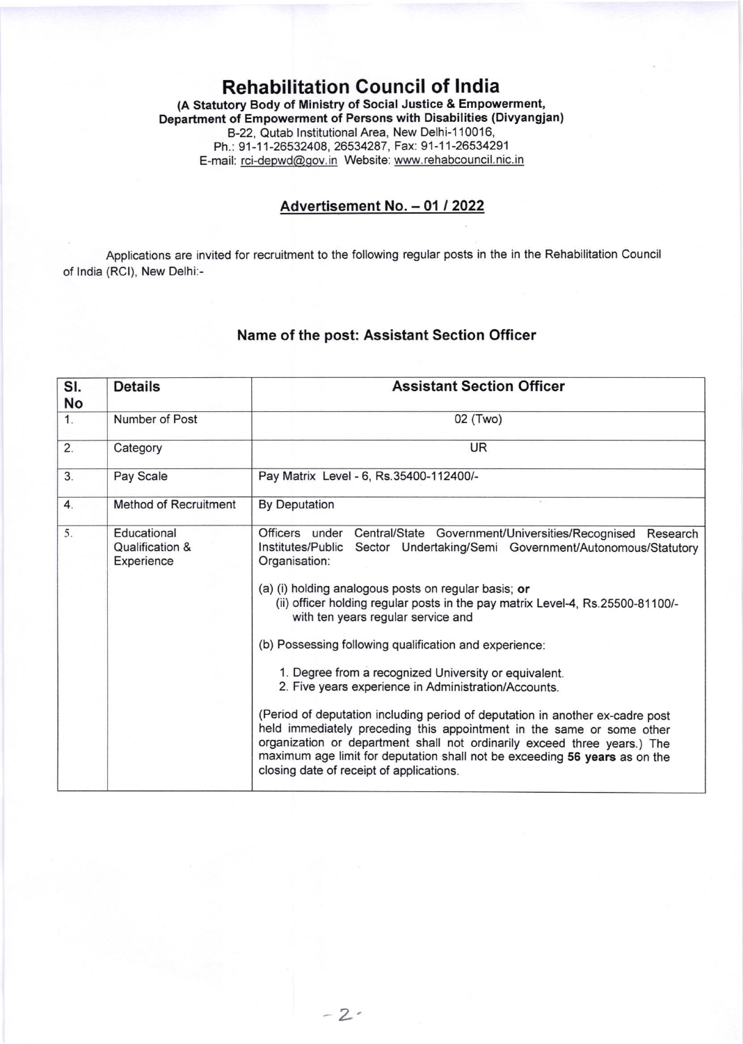# Rehabilitation Council of India

**(A Statutory Body of Ministry of Social Justice & Empowerment, Department of Empowerment of Persons with Disabilities (Divyangjan)**

B-22, Qutab Institutional Area, New Delhi-110016,
Ph.: 91-11-26532408, 26534287, Fax: 91-11-26534291
E-mail: rci-depwd@gov.in Website: www.rehabcouncil.nic.in

## Advertisement No. – 01 / 2022

Applications are invited for recruitment to the following regular posts in the in the Rehabilitation Council of India (RCI), New Delhi:-

### Name of the post: Assistant Section Officer

| Sl. No | Details | Assistant Section Officer |
|---|---|---|
| 1. | Number of Post | 02 (Two) |
| 2. | Category | UR |
| 3. | Pay Scale | Pay Matrix Level - 6, Rs.35400-112400/- |
| 4. | Method of Recruitment | By Deputation |
| 5. | Educational Qualification & Experience | Officers under Central/State Government/Universities/Recognised Research Institutes/Public Sector Undertaking/Semi Government/Autonomous/Statutory Organisation:<br><br>(a) (i) holding analogous posts on regular basis; **or**<br>(ii) officer holding regular posts in the pay matrix Level-4, Rs.25500-81100/- with ten years regular service and<br><br>(b) Possessing following qualification and experience:<br><br>1. Degree from a recognized University or equivalent.<br>2. Five years experience in Administration/Accounts.<br><br>(Period of deputation including period of deputation in another ex-cadre post held immediately preceding this appointment in the same or some other organization or department shall not ordinarily exceed three years.) The maximum age limit for deputation shall not be exceeding **56 years** as on the closing date of receipt of applications. |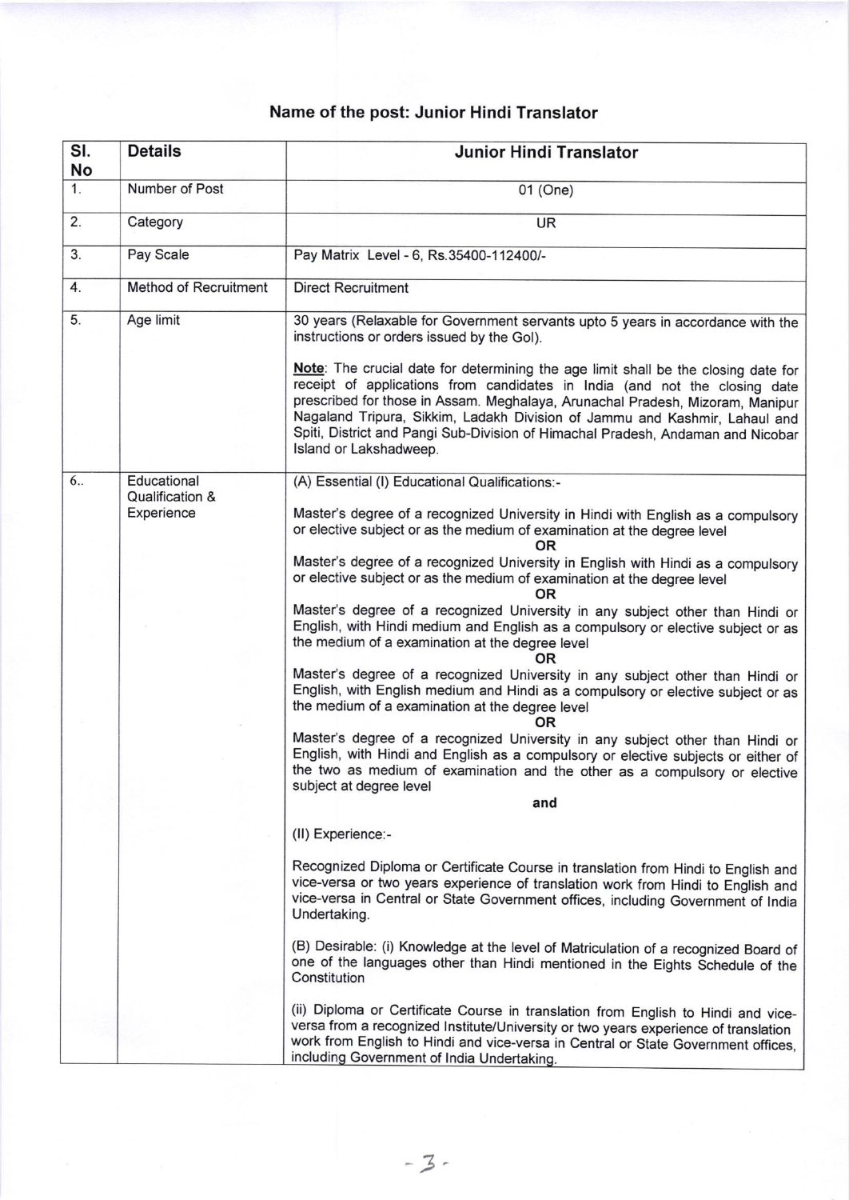# Name of the post: Junior Hindi Translator

| Sl. No | Details | Junior Hindi Translator |
|---|---|---|
| 1. | Number of Post | 01 (One) |
| 2. | Category | UR |
| 3. | Pay Scale | Pay Matrix Level - 6, Rs.35400-112400/- |
| 4. | Method of Recruitment | Direct Recruitment |
| 5. | Age limit | 30 years (Relaxable for Government servants upto 5 years in accordance with the instructions or orders issued by the GoI).<br><br>**Note**: The crucial date for determining the age limit shall be the closing date for receipt of applications from candidates in India (and not the closing date prescribed for those in Assam. Meghalaya, Arunachal Pradesh, Mizoram, Manipur Nagaland Tripura, Sikkim, Ladakh Division of Jammu and Kashmir, Lahaul and Spiti, District and Pangi Sub-Division of Himachal Pradesh, Andaman and Nicobar Island or Lakshadweep. |
| 6.. | Educational Qualification & Experience | (A) Essential (I) Educational Qualifications:-<br><br>Master's degree of a recognized University in Hindi with English as a compulsory or elective subject or as the medium of examination at the degree level<br>**OR**<br>Master's degree of a recognized University in English with Hindi as a compulsory or elective subject or as the medium of examination at the degree level<br>**OR**<br>Master's degree of a recognized University in any subject other than Hindi or English, with Hindi medium and English as a compulsory or elective subject or as the medium of a examination at the degree level<br>**OR**<br>Master's degree of a recognized University in any subject other than Hindi or English, with English medium and Hindi as a compulsory or elective subject or as the medium of a examination at the degree level<br>**OR**<br>Master's degree of a recognized University in any subject other than Hindi or English, with Hindi and English as a compulsory or elective subjects or either of the two as medium of examination and the other as a compulsory or elective subject at degree level<br>**and**<br><br>(II) Experience:-<br><br>Recognized Diploma or Certificate Course in translation from Hindi to English and vice-versa or two years experience of translation work from Hindi to English and vice-versa in Central or State Government offices, including Government of India Undertaking.<br><br>(B) Desirable: (i) Knowledge at the level of Matriculation of a recognized Board of one of the languages other than Hindi mentioned in the Eights Schedule of the Constitution<br><br>(ii) Diploma or Certificate Course in translation from English to Hindi and vice-versa from a recognized Institute/University or two years experience of translation work from English to Hindi and vice-versa in Central or State Government offices, including Government of India Undertaking. |